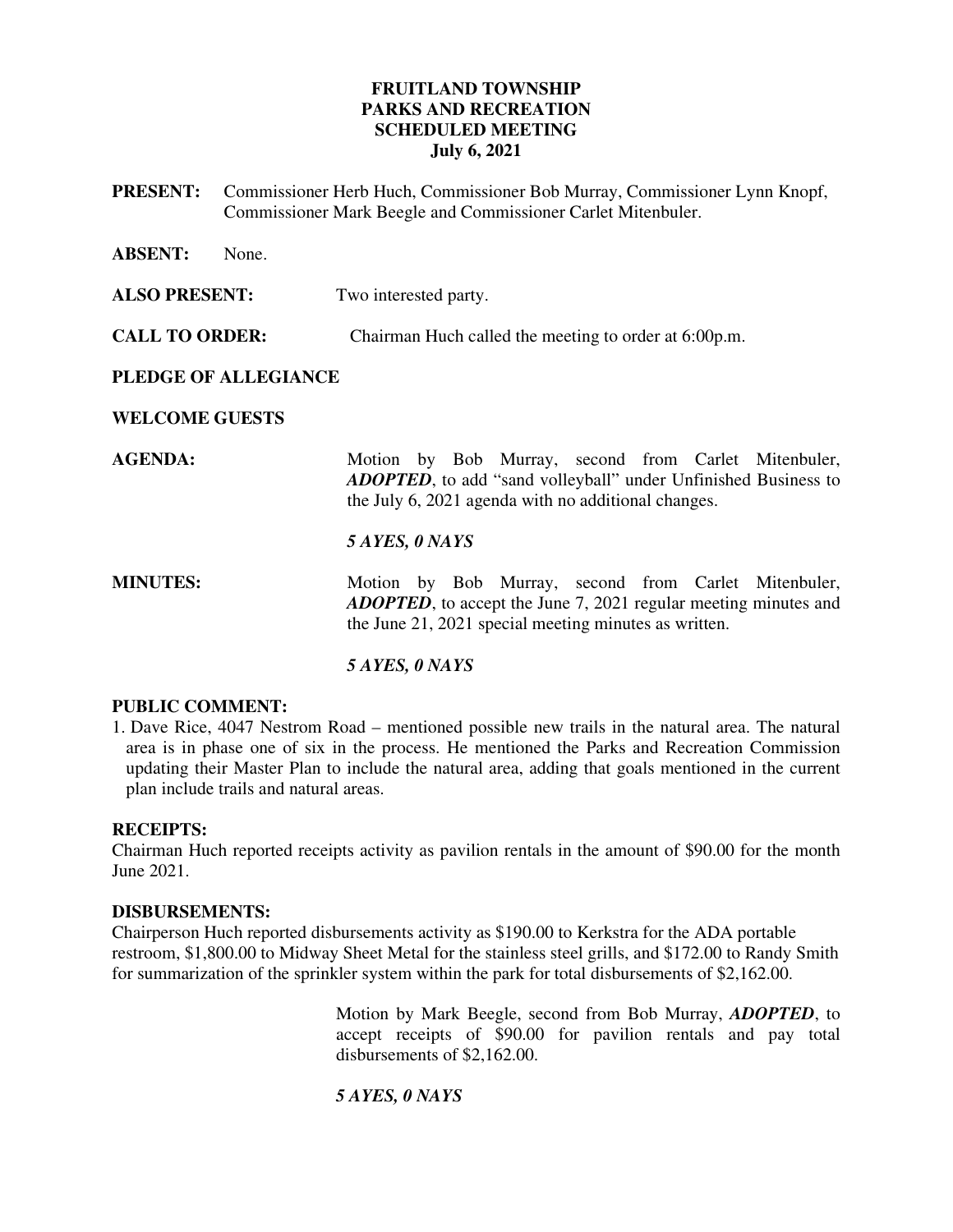# FRUITLAND TOWNSHIP
# PARKS AND RECREATION
# SCHEDULED MEETING
# July 6, 2021

**PRESENT:** Commissioner Herb Huch, Commissioner Bob Murray, Commissioner Lynn Knopf, Commissioner Mark Beegle and Commissioner Carlet Mitenbuler.

**ABSENT:** None.

**ALSO PRESENT:** Two interested party.

**CALL TO ORDER:** Chairman Huch called the meeting to order at 6:00p.m.

**PLEDGE OF ALLEGIANCE**

**WELCOME GUESTS**

**AGENDA:** Motion by Bob Murray, second from Carlet Mitenbuler, ***ADOPTED***, to add "sand volleyball" under Unfinished Business to the July 6, 2021 agenda with no additional changes.

***5 AYES, 0 NAYS***

**MINUTES:** Motion by Bob Murray, second from Carlet Mitenbuler, ***ADOPTED***, to accept the June 7, 2021 regular meeting minutes and the June 21, 2021 special meeting minutes as written.

***5 AYES, 0 NAYS***

**PUBLIC COMMENT:**

1. Dave Rice, 4047 Nestrom Road – mentioned possible new trails in the natural area. The natural area is in phase one of six in the process. He mentioned the Parks and Recreation Commission updating their Master Plan to include the natural area, adding that goals mentioned in the current plan include trails and natural areas.

**RECEIPTS:**

Chairman Huch reported receipts activity as pavilion rentals in the amount of $90.00 for the month June 2021.

**DISBURSEMENTS:**

Chairperson Huch reported disbursements activity as $190.00 to Kerkstra for the ADA portable restroom, $1,800.00 to Midway Sheet Metal for the stainless steel grills, and $172.00 to Randy Smith for summarization of the sprinkler system within the park for total disbursements of $2,162.00.

Motion by Mark Beegle, second from Bob Murray, ***ADOPTED***, to accept receipts of $90.00 for pavilion rentals and pay total disbursements of $2,162.00.

***5 AYES, 0 NAYS***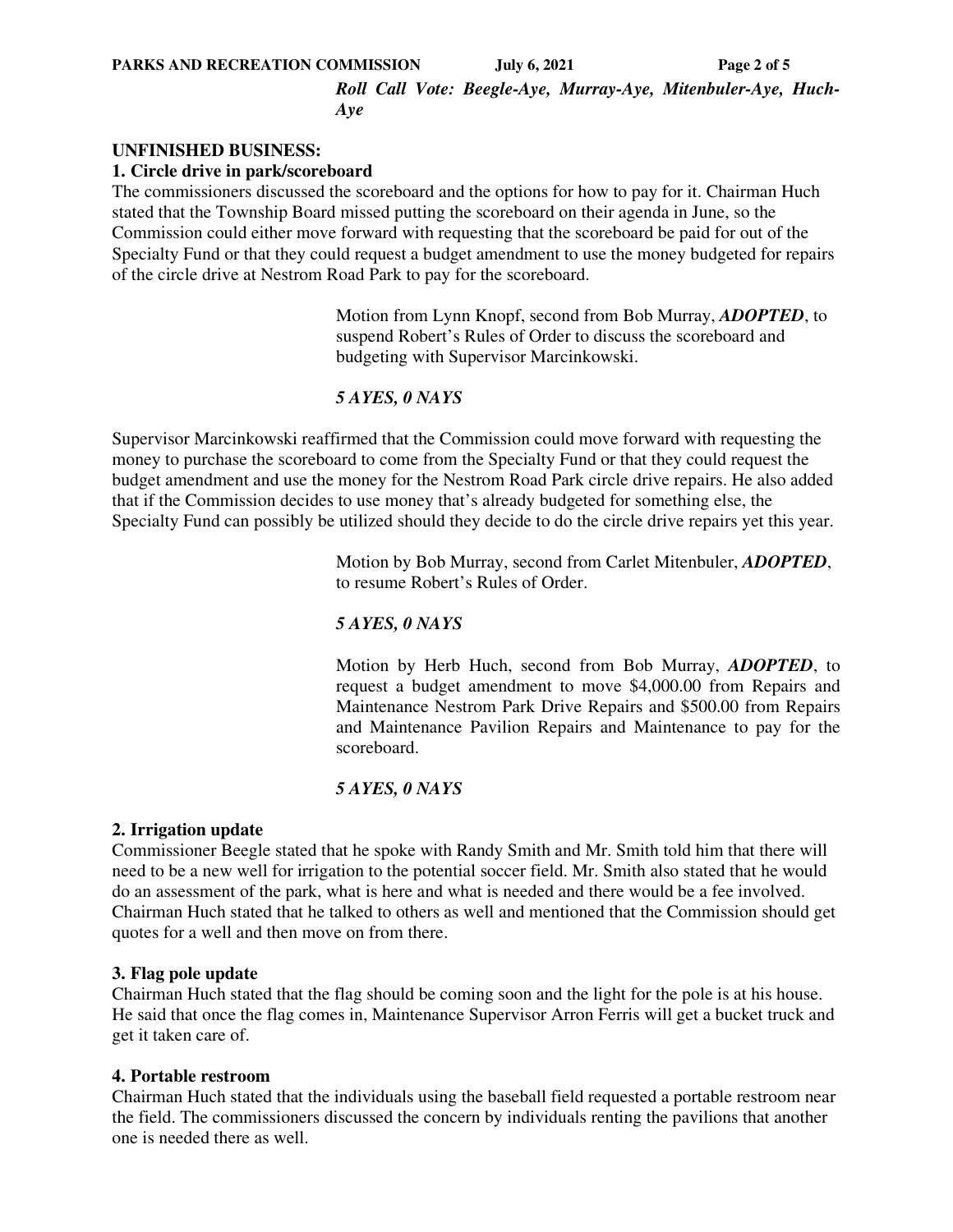***Roll Call Vote: Beegle-Aye, Murray-Aye, Mitenbuler-Aye, Huch-Aye***

**UNFINISHED BUSINESS:**

**1. Circle drive in park/scoreboard**

The commissioners discussed the scoreboard and the options for how to pay for it. Chairman Huch stated that the Township Board missed putting the scoreboard on their agenda in June, so the Commission could either move forward with requesting that the scoreboard be paid for out of the Specialty Fund or that they could request a budget amendment to use the money budgeted for repairs of the circle drive at Nestrom Road Park to pay for the scoreboard.

Motion from Lynn Knopf, second from Bob Murray, ***ADOPTED***, to suspend Robert's Rules of Order to discuss the scoreboard and budgeting with Supervisor Marcinkowski.

***5 AYES, 0 NAYS***

Supervisor Marcinkowski reaffirmed that the Commission could move forward with requesting the money to purchase the scoreboard to come from the Specialty Fund or that they could request the budget amendment and use the money for the Nestrom Road Park circle drive repairs. He also added that if the Commission decides to use money that's already budgeted for something else, the Specialty Fund can possibly be utilized should they decide to do the circle drive repairs yet this year.

Motion by Bob Murray, second from Carlet Mitenbuler, ***ADOPTED***, to resume Robert's Rules of Order.

***5 AYES, 0 NAYS***

Motion by Herb Huch, second from Bob Murray, ***ADOPTED***, to request a budget amendment to move $4,000.00 from Repairs and Maintenance Nestrom Park Drive Repairs and $500.00 from Repairs and Maintenance Pavilion Repairs and Maintenance to pay for the scoreboard.

***5 AYES, 0 NAYS***

**2. Irrigation update**

Commissioner Beegle stated that he spoke with Randy Smith and Mr. Smith told him that there will need to be a new well for irrigation to the potential soccer field. Mr. Smith also stated that he would do an assessment of the park, what is here and what is needed and there would be a fee involved. Chairman Huch stated that he talked to others as well and mentioned that the Commission should get quotes for a well and then move on from there.

**3. Flag pole update**

Chairman Huch stated that the flag should be coming soon and the light for the pole is at his house. He said that once the flag comes in, Maintenance Supervisor Arron Ferris will get a bucket truck and get it taken care of.

**4. Portable restroom**

Chairman Huch stated that the individuals using the baseball field requested a portable restroom near the field. The commissioners discussed the concern by individuals renting the pavilions that another one is needed there as well.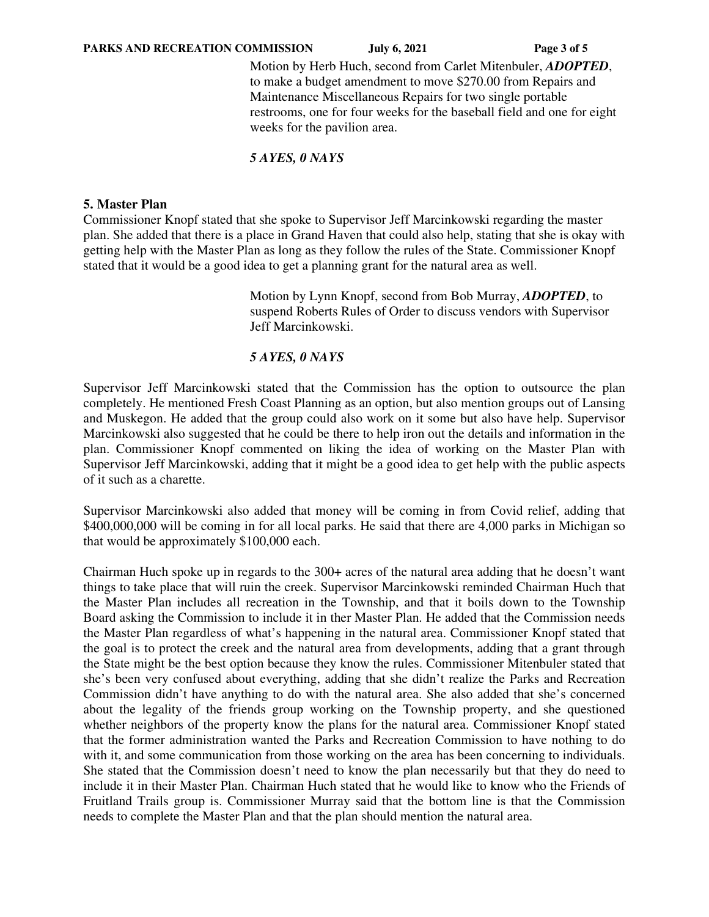Motion by Herb Huch, second from Carlet Mitenbuler, ***ADOPTED***, to make a budget amendment to move $270.00 from Repairs and Maintenance Miscellaneous Repairs for two single portable restrooms, one for four weeks for the baseball field and one for eight weeks for the pavilion area.

***5 AYES, 0 NAYS***

**5. Master Plan**

Commissioner Knopf stated that she spoke to Supervisor Jeff Marcinkowski regarding the master plan. She added that there is a place in Grand Haven that could also help, stating that she is okay with getting help with the Master Plan as long as they follow the rules of the State. Commissioner Knopf stated that it would be a good idea to get a planning grant for the natural area as well.

Motion by Lynn Knopf, second from Bob Murray, ***ADOPTED***, to suspend Roberts Rules of Order to discuss vendors with Supervisor Jeff Marcinkowski.

***5 AYES, 0 NAYS***

Supervisor Jeff Marcinkowski stated that the Commission has the option to outsource the plan completely. He mentioned Fresh Coast Planning as an option, but also mention groups out of Lansing and Muskegon. He added that the group could also work on it some but also have help. Supervisor Marcinkowski also suggested that he could be there to help iron out the details and information in the plan. Commissioner Knopf commented on liking the idea of working on the Master Plan with Supervisor Jeff Marcinkowski, adding that it might be a good idea to get help with the public aspects of it such as a charette.

Supervisor Marcinkowski also added that money will be coming in from Covid relief, adding that $400,000,000 will be coming in for all local parks. He said that there are 4,000 parks in Michigan so that would be approximately $100,000 each.

Chairman Huch spoke up in regards to the 300+ acres of the natural area adding that he doesn't want things to take place that will ruin the creek. Supervisor Marcinkowski reminded Chairman Huch that the Master Plan includes all recreation in the Township, and that it boils down to the Township Board asking the Commission to include it in ther Master Plan. He added that the Commission needs the Master Plan regardless of what's happening in the natural area. Commissioner Knopf stated that the goal is to protect the creek and the natural area from developments, adding that a grant through the State might be the best option because they know the rules. Commissioner Mitenbuler stated that she's been very confused about everything, adding that she didn't realize the Parks and Recreation Commission didn't have anything to do with the natural area. She also added that she's concerned about the legality of the friends group working on the Township property, and she questioned whether neighbors of the property know the plans for the natural area. Commissioner Knopf stated that the former administration wanted the Parks and Recreation Commission to have nothing to do with it, and some communication from those working on the area has been concerning to individuals. She stated that the Commission doesn't need to know the plan necessarily but that they do need to include it in their Master Plan. Chairman Huch stated that he would like to know who the Friends of Fruitland Trails group is. Commissioner Murray said that the bottom line is that the Commission needs to complete the Master Plan and that the plan should mention the natural area.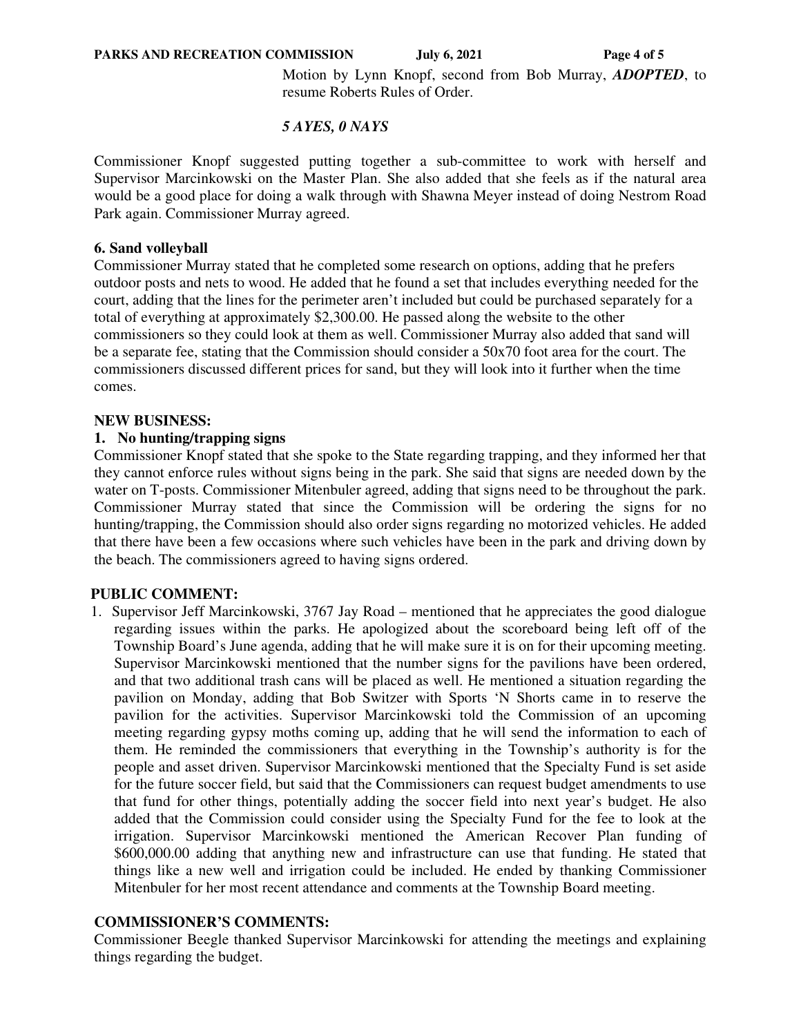Motion by Lynn Knopf, second from Bob Murray, ***ADOPTED***, to resume Roberts Rules of Order.

***5 AYES, 0 NAYS***

Commissioner Knopf suggested putting together a sub-committee to work with herself and Supervisor Marcinkowski on the Master Plan. She also added that she feels as if the natural area would be a good place for doing a walk through with Shawna Meyer instead of doing Nestrom Road Park again. Commissioner Murray agreed.

**6. Sand volleyball**

Commissioner Murray stated that he completed some research on options, adding that he prefers outdoor posts and nets to wood. He added that he found a set that includes everything needed for the court, adding that the lines for the perimeter aren't included but could be purchased separately for a total of everything at approximately $2,300.00. He passed along the website to the other commissioners so they could look at them as well. Commissioner Murray also added that sand will be a separate fee, stating that the Commission should consider a 50x70 foot area for the court. The commissioners discussed different prices for sand, but they will look into it further when the time comes.

**NEW BUSINESS:**

**1. No hunting/trapping signs**

Commissioner Knopf stated that she spoke to the State regarding trapping, and they informed her that they cannot enforce rules without signs being in the park. She said that signs are needed down by the water on T-posts. Commissioner Mitenbuler agreed, adding that signs need to be throughout the park. Commissioner Murray stated that since the Commission will be ordering the signs for no hunting/trapping, the Commission should also order signs regarding no motorized vehicles. He added that there have been a few occasions where such vehicles have been in the park and driving down by the beach. The commissioners agreed to having signs ordered.

**PUBLIC COMMENT:**

1. Supervisor Jeff Marcinkowski, 3767 Jay Road – mentioned that he appreciates the good dialogue regarding issues within the parks. He apologized about the scoreboard being left off of the Township Board's June agenda, adding that he will make sure it is on for their upcoming meeting. Supervisor Marcinkowski mentioned that the number signs for the pavilions have been ordered, and that two additional trash cans will be placed as well. He mentioned a situation regarding the pavilion on Monday, adding that Bob Switzer with Sports 'N Shorts came in to reserve the pavilion for the activities. Supervisor Marcinkowski told the Commission of an upcoming meeting regarding gypsy moths coming up, adding that he will send the information to each of them. He reminded the commissioners that everything in the Township's authority is for the people and asset driven. Supervisor Marcinkowski mentioned that the Specialty Fund is set aside for the future soccer field, but said that the Commissioners can request budget amendments to use that fund for other things, potentially adding the soccer field into next year's budget. He also added that the Commission could consider using the Specialty Fund for the fee to look at the irrigation. Supervisor Marcinkowski mentioned the American Recover Plan funding of $600,000.00 adding that anything new and infrastructure can use that funding. He stated that things like a new well and irrigation could be included. He ended by thanking Commissioner Mitenbuler for her most recent attendance and comments at the Township Board meeting.

**COMMISSIONER'S COMMENTS:**

Commissioner Beegle thanked Supervisor Marcinkowski for attending the meetings and explaining things regarding the budget.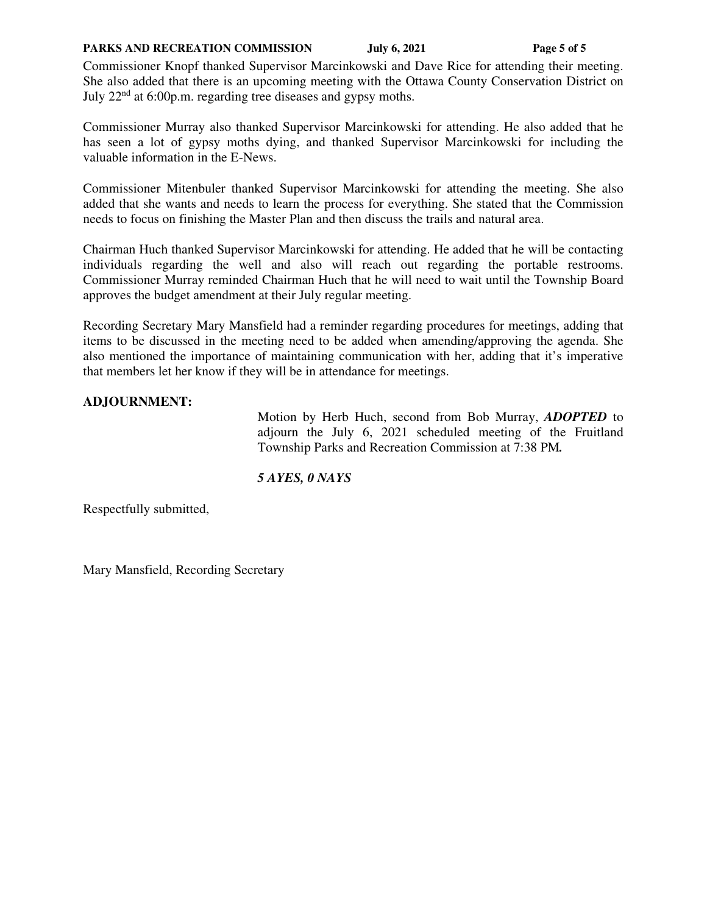Commissioner Knopf thanked Supervisor Marcinkowski and Dave Rice for attending their meeting. She also added that there is an upcoming meeting with the Ottawa County Conservation District on July 22nd at 6:00p.m. regarding tree diseases and gypsy moths.

Commissioner Murray also thanked Supervisor Marcinkowski for attending. He also added that he has seen a lot of gypsy moths dying, and thanked Supervisor Marcinkowski for including the valuable information in the E-News.

Commissioner Mitenbuler thanked Supervisor Marcinkowski for attending the meeting. She also added that she wants and needs to learn the process for everything. She stated that the Commission needs to focus on finishing the Master Plan and then discuss the trails and natural area.

Chairman Huch thanked Supervisor Marcinkowski for attending. He added that he will be contacting individuals regarding the well and also will reach out regarding the portable restrooms. Commissioner Murray reminded Chairman Huch that he will need to wait until the Township Board approves the budget amendment at their July regular meeting.

Recording Secretary Mary Mansfield had a reminder regarding procedures for meetings, adding that items to be discussed in the meeting need to be added when amending/approving the agenda. She also mentioned the importance of maintaining communication with her, adding that it's imperative that members let her know if they will be in attendance for meetings.

**ADJOURNMENT:**

Motion by Herb Huch, second from Bob Murray, ***ADOPTED*** to adjourn the July 6, 2021 scheduled meeting of the Fruitland Township Parks and Recreation Commission at 7:38 PM**.**

***5 AYES, 0 NAYS***

Respectfully submitted,

Mary Mansfield, Recording Secretary